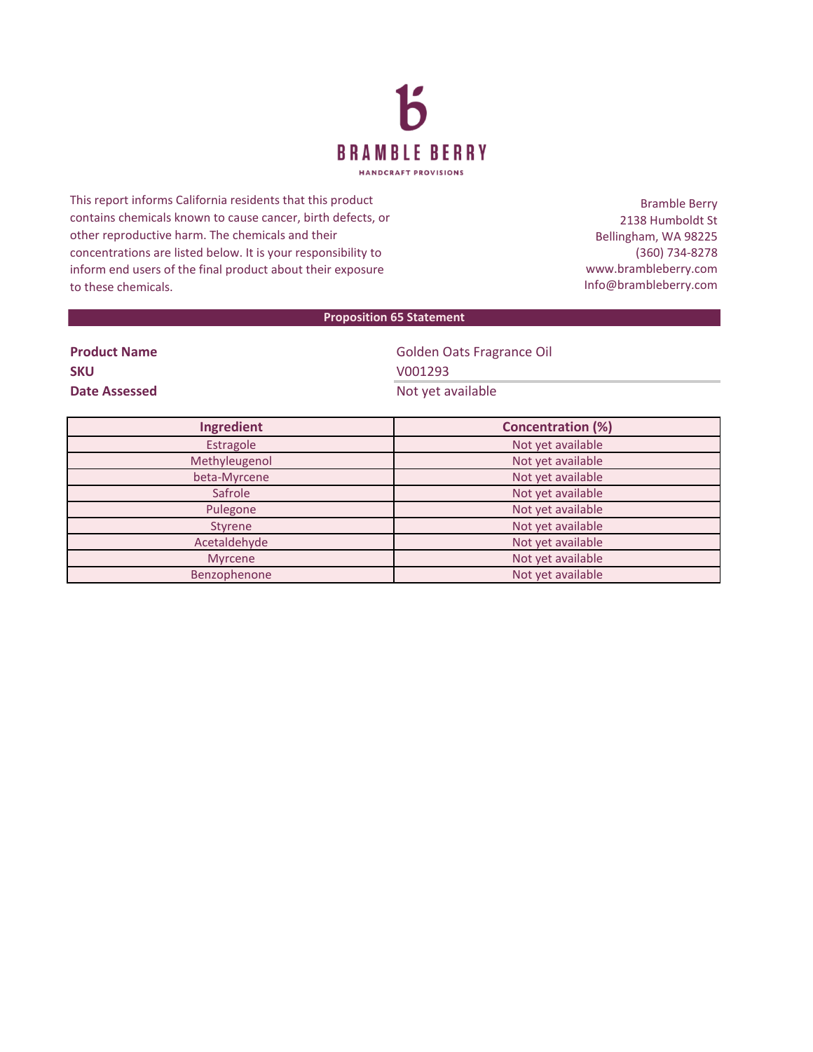# BRAMBLE BERRY

HANDCRAFT PROVISIONS

This report informs California residents that this product contains chemicals known to cause cancer, birth defects, or other reproductive harm. The chemicals and their concentrations are listed below. It is your responsibility to inform end users of the final product about their exposure to these chemicals.

Bramble Berry
2138 Humboldt St
Bellingham, WA 98225
(360) 734-8278
www.brambleberry.com
Info@brambleberry.com

## Proposition 65 Statement

**Product Name** Golden Oats Fragrance Oil

**SKU** V001293

**Date Assessed** Not yet available

| Ingredient | Concentration (%) |
|---|---|
| Estragole | Not yet available |
| Methyleugenol | Not yet available |
| beta-Myrcene | Not yet available |
| Safrole | Not yet available |
| Pulegone | Not yet available |
| Styrene | Not yet available |
| Acetaldehyde | Not yet available |
| Myrcene | Not yet available |
| Benzophenone | Not yet available |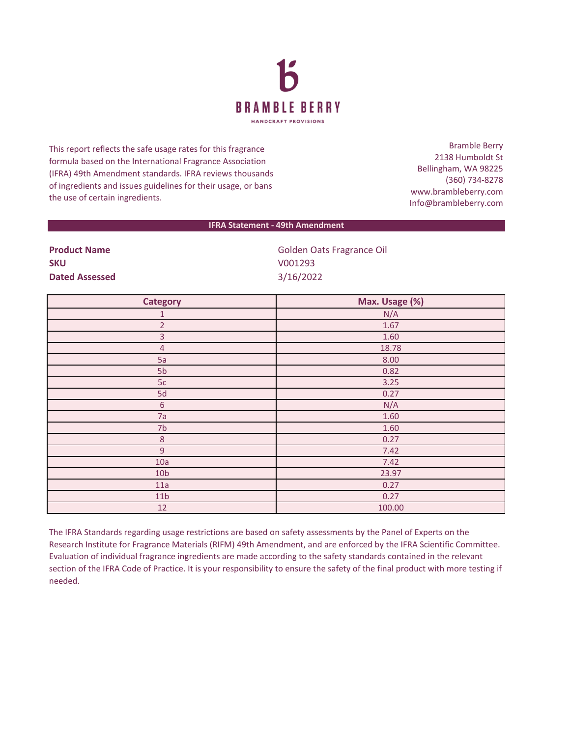# BRAMBLE BERRY

HANDCRAFT PROVISIONS

This report reflects the safe usage rates for this fragrance formula based on the International Fragrance Association (IFRA) 49th Amendment standards. IFRA reviews thousands of ingredients and issues guidelines for their usage, or bans the use of certain ingredients.

Bramble Berry
2138 Humboldt St
Bellingham, WA 98225
(360) 734-8278
www.brambleberry.com
Info@brambleberry.com

## IFRA Statement - 49th Amendment

**Product Name** Golden Oats Fragrance Oil
**SKU** V001293
**Dated Assessed** 3/16/2022

| Category | Max. Usage (%) |
|---|---|
| 1 | N/A |
| 2 | 1.67 |
| 3 | 1.60 |
| 4 | 18.78 |
| 5a | 8.00 |
| 5b | 0.82 |
| 5c | 3.25 |
| 5d | 0.27 |
| 6 | N/A |
| 7a | 1.60 |
| 7b | 1.60 |
| 8 | 0.27 |
| 9 | 7.42 |
| 10a | 7.42 |
| 10b | 23.97 |
| 11a | 0.27 |
| 11b | 0.27 |
| 12 | 100.00 |

The IFRA Standards regarding usage restrictions are based on safety assessments by the Panel of Experts on the Research Institute for Fragrance Materials (RIFM) 49th Amendment, and are enforced by the IFRA Scientific Committee. Evaluation of individual fragrance ingredients are made according to the safety standards contained in the relevant section of the IFRA Code of Practice. It is your responsibility to ensure the safety of the final product with more testing if needed.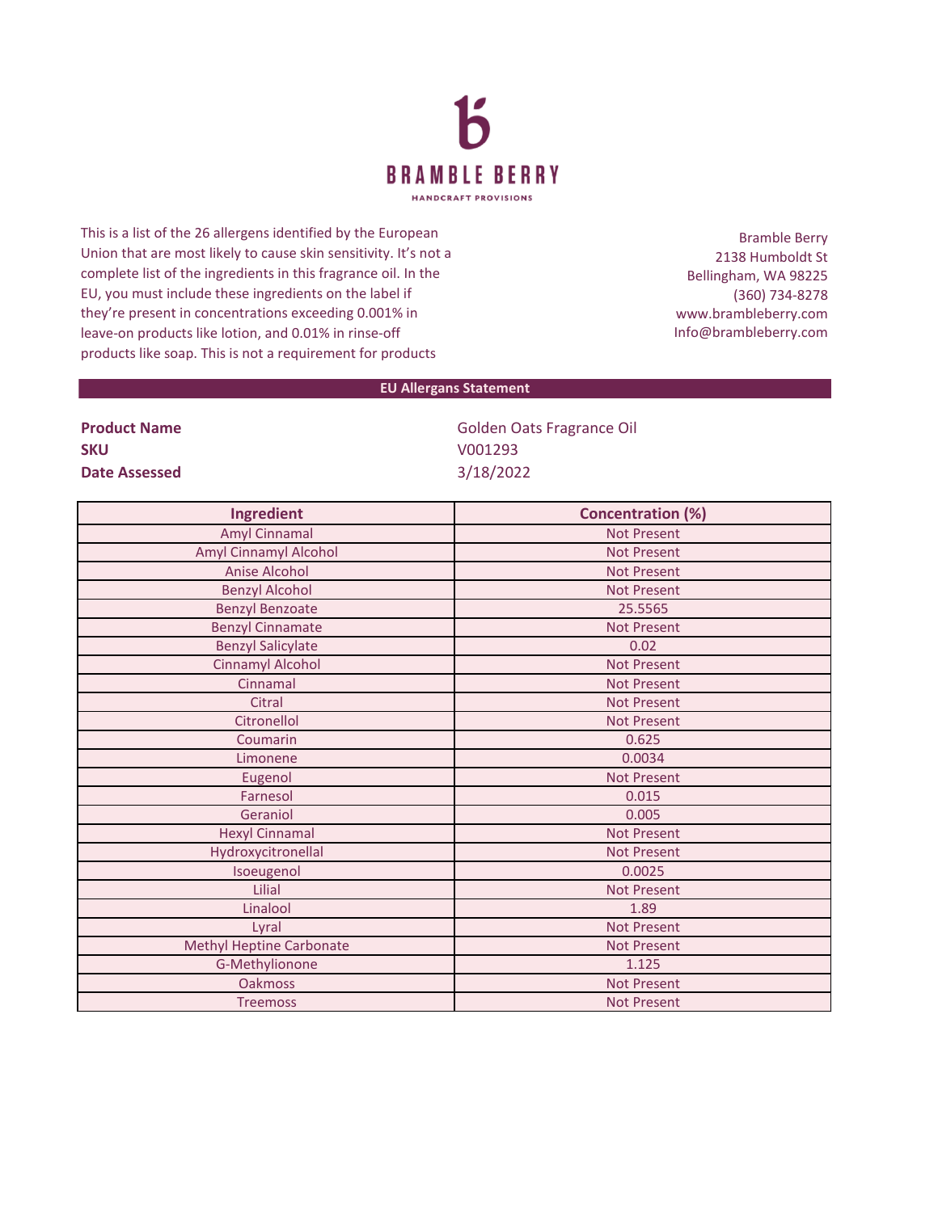BRAMBLE BERRY

HANDCRAFT PROVISIONS

This is a list of the 26 allergens identified by the European Union that are most likely to cause skin sensitivity. It's not a complete list of the ingredients in this fragrance oil. In the EU, you must include these ingredients on the label if they're present in concentrations exceeding 0.001% in leave-on products like lotion, and 0.01% in rinse-off products like soap. This is not a requirement for products

Bramble Berry
2138 Humboldt St
Bellingham, WA 98225
(360) 734-8278
www.brambleberry.com
Info@brambleberry.com

## EU Allergans Statement

**Product Name** Golden Oats Fragrance Oil
**SKU** V001293
**Date Assessed** 3/18/2022

| Ingredient | Concentration (%) |
|---|---|
| Amyl Cinnamal | Not Present |
| Amyl Cinnamyl Alcohol | Not Present |
| Anise Alcohol | Not Present |
| Benzyl Alcohol | Not Present |
| Benzyl Benzoate | 25.5565 |
| Benzyl Cinnamate | Not Present |
| Benzyl Salicylate | 0.02 |
| Cinnamyl Alcohol | Not Present |
| Cinnamal | Not Present |
| Citral | Not Present |
| Citronellol | Not Present |
| Coumarin | 0.625 |
| Limonene | 0.0034 |
| Eugenol | Not Present |
| Farnesol | 0.015 |
| Geraniol | 0.005 |
| Hexyl Cinnamal | Not Present |
| Hydroxycitronellal | Not Present |
| Isoeugenol | 0.0025 |
| Lilial | Not Present |
| Linalool | 1.89 |
| Lyral | Not Present |
| Methyl Heptine Carbonate | Not Present |
| G-Methylionone | 1.125 |
| Oakmoss | Not Present |
| Treemoss | Not Present |